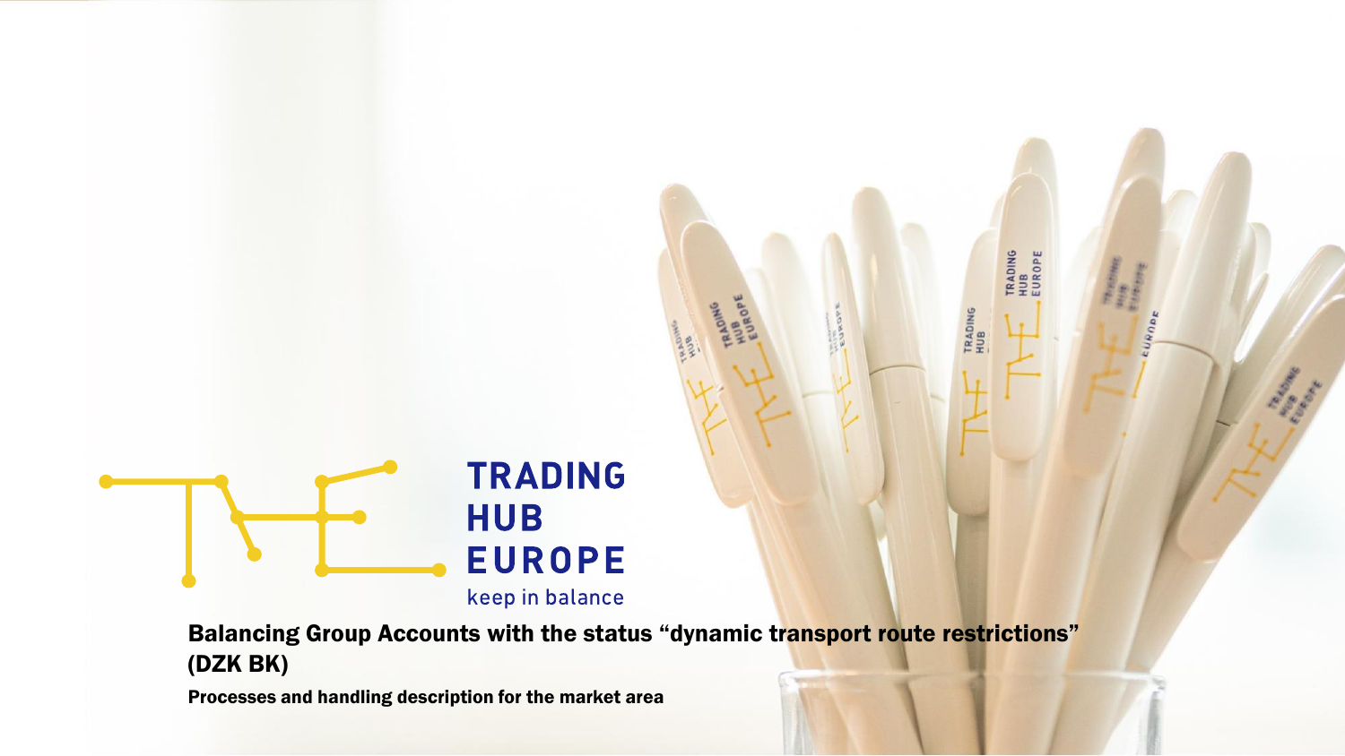TRADING HUB EUROPE

keep in balance

# Balancing Group Accounts with the status "dynamic transport route restrictions" (DZK BK)

**Processes and handling description for the market area**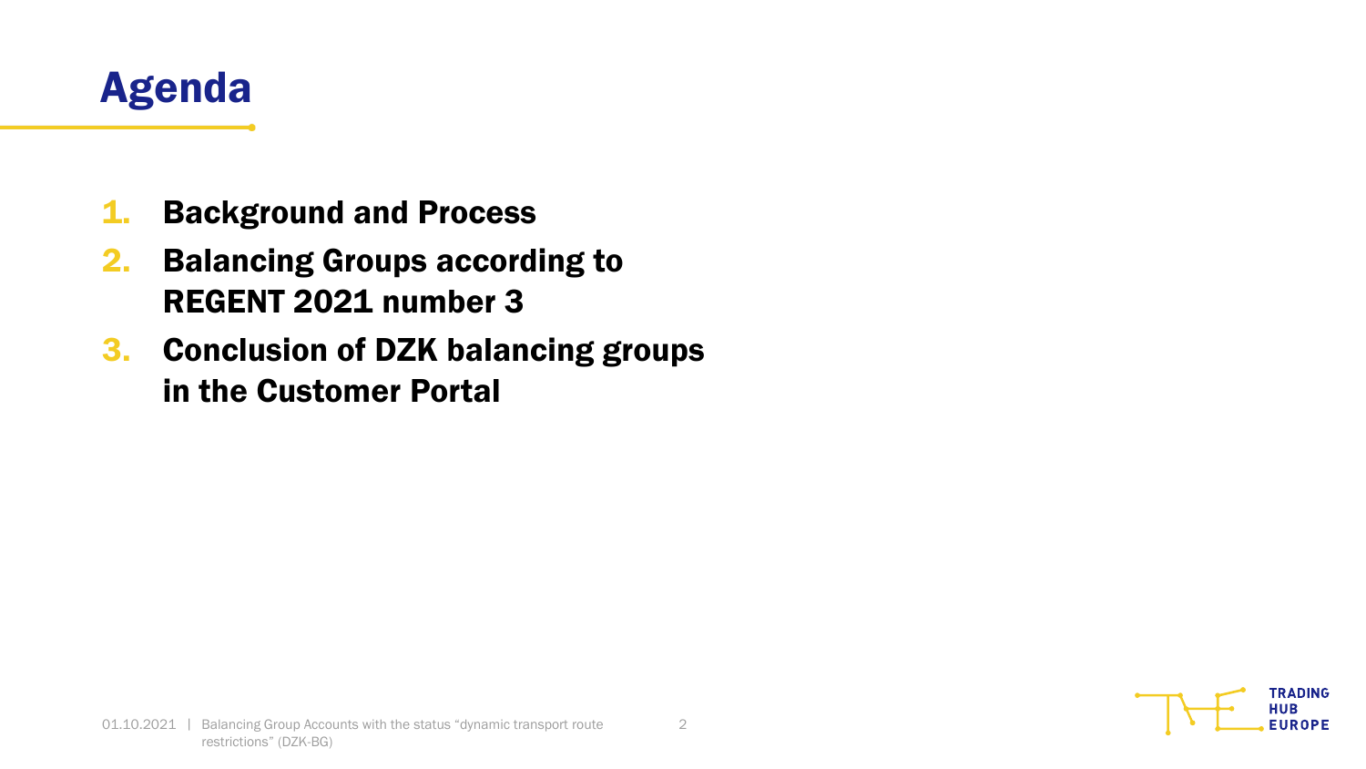# Agenda

1. **Background and Process**
2. **Balancing Groups according to REGENT 2021 number 3**
3. **Conclusion of DZK balancing groups in the Customer Portal**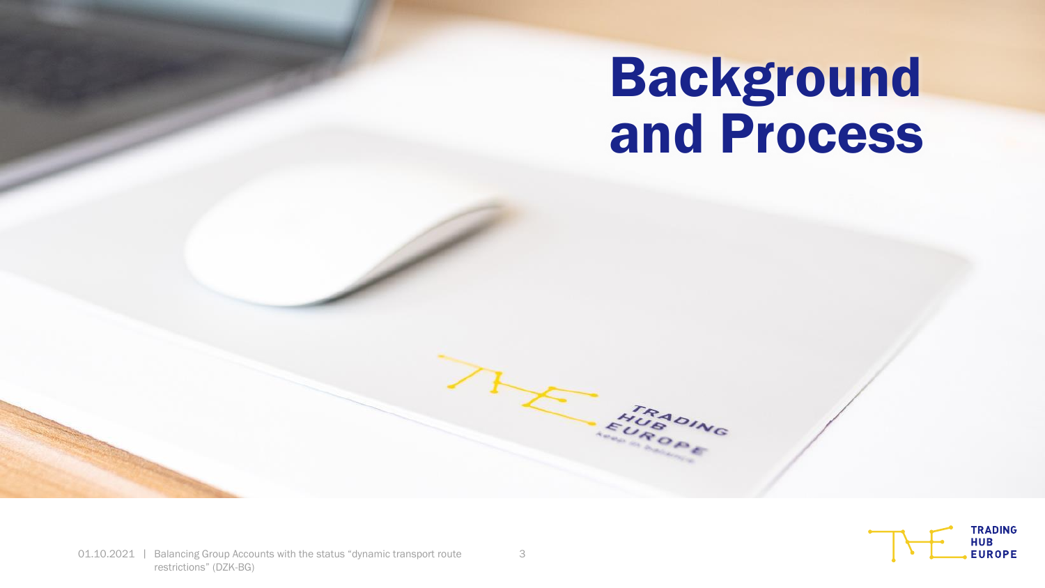# Background and Process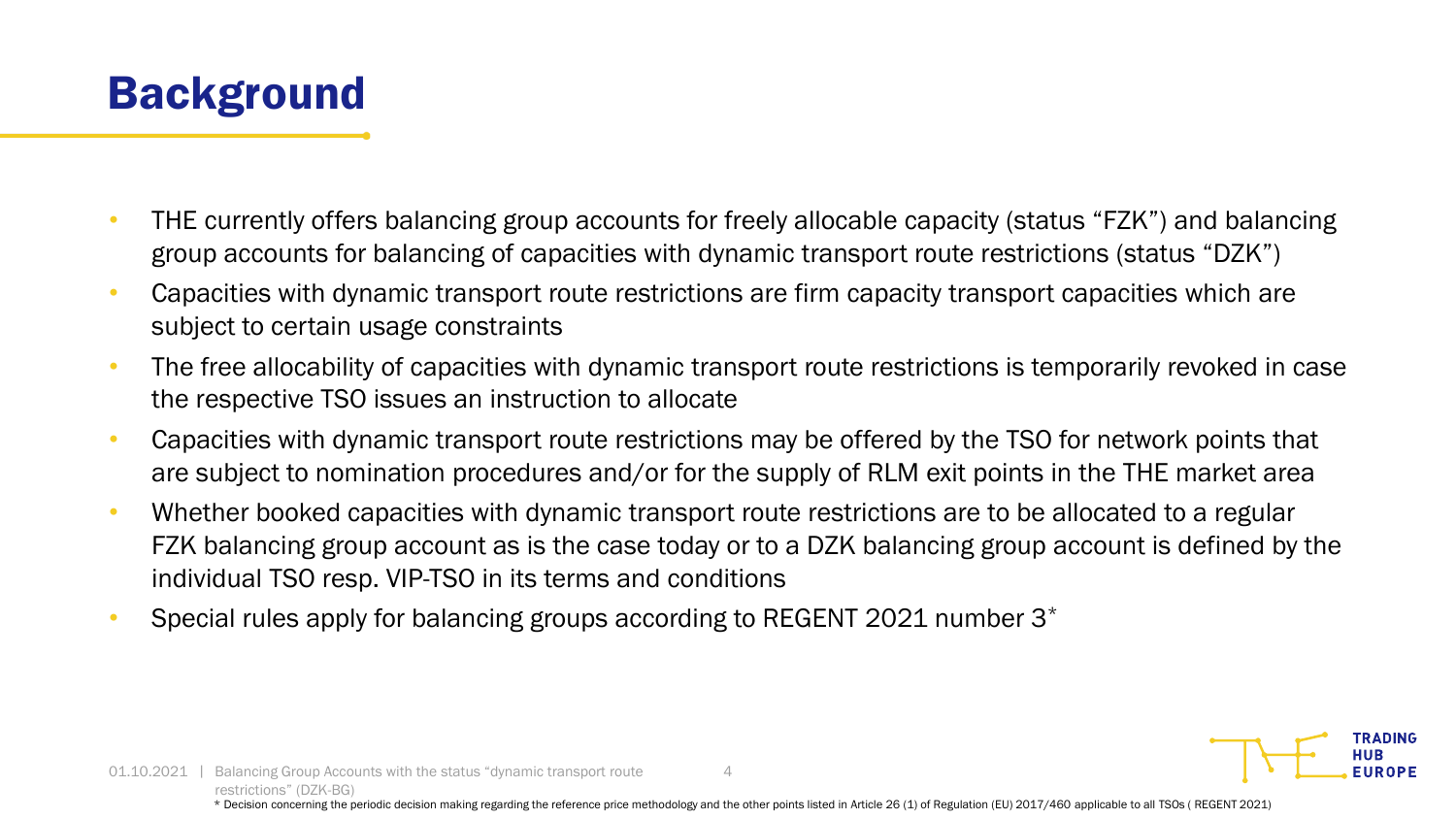# Background

- THE currently offers balancing group accounts for freely allocable capacity (status "FZK") and balancing group accounts for balancing of capacities with dynamic transport route restrictions (status "DZK")
- Capacities with dynamic transport route restrictions are firm capacity transport capacities which are subject to certain usage constraints
- The free allocability of capacities with dynamic transport route restrictions is temporarily revoked in case the respective TSO issues an instruction to allocate
- Capacities with dynamic transport route restrictions may be offered by the TSO for network points that are subject to nomination procedures and/or for the supply of RLM exit points in the THE market area
- Whether booked capacities with dynamic transport route restrictions are to be allocated to a regular FZK balancing group account as is the case today or to a DZK balancing group account is defined by the individual TSO resp. VIP-TSO in its terms and conditions
- Special rules apply for balancing groups according to REGENT 2021 number 3*

\* Decision concerning the periodic decision making regarding the reference price methodology and the other points listed in Article 26 (1) of Regulation (EU) 2017/460 applicable to all TSOs ( REGENT 2021)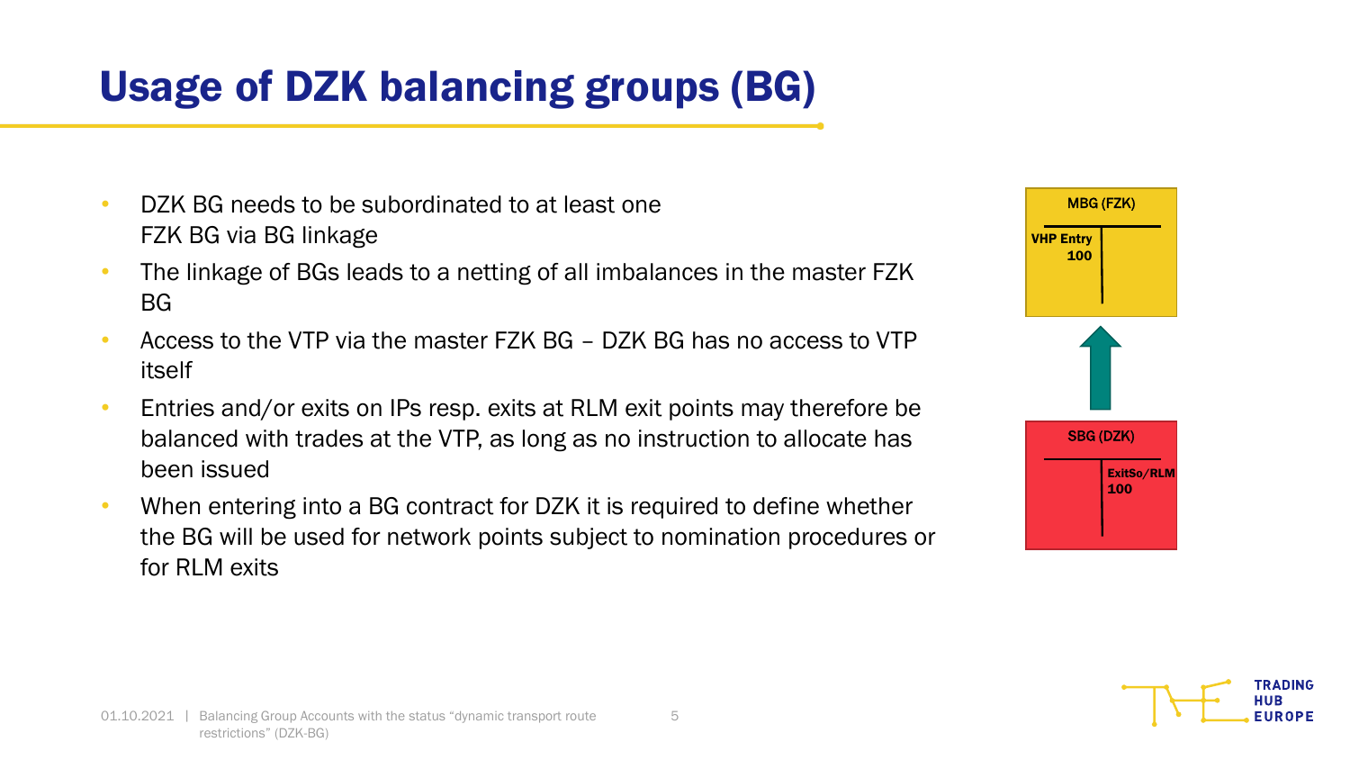# Usage of DZK balancing groups (BG)

- DZK BG needs to be subordinated to at least one FZK BG via BG linkage
- The linkage of BGs leads to a netting of all imbalances in the master FZK BG
- Access to the VTP via the master FZK BG – DZK BG has no access to VTP itself
- Entries and/or exits on IPs resp. exits at RLM exit points may therefore be balanced with trades at the VTP, as long as no instruction to allocate has been issued
- When entering into a BG contract for DZK it is required to define whether the BG will be used for network points subject to nomination procedures or for RLM exits

MBG (FZK)

VHP Entry 100

SBG (DZK)

ExitSo/RLM 100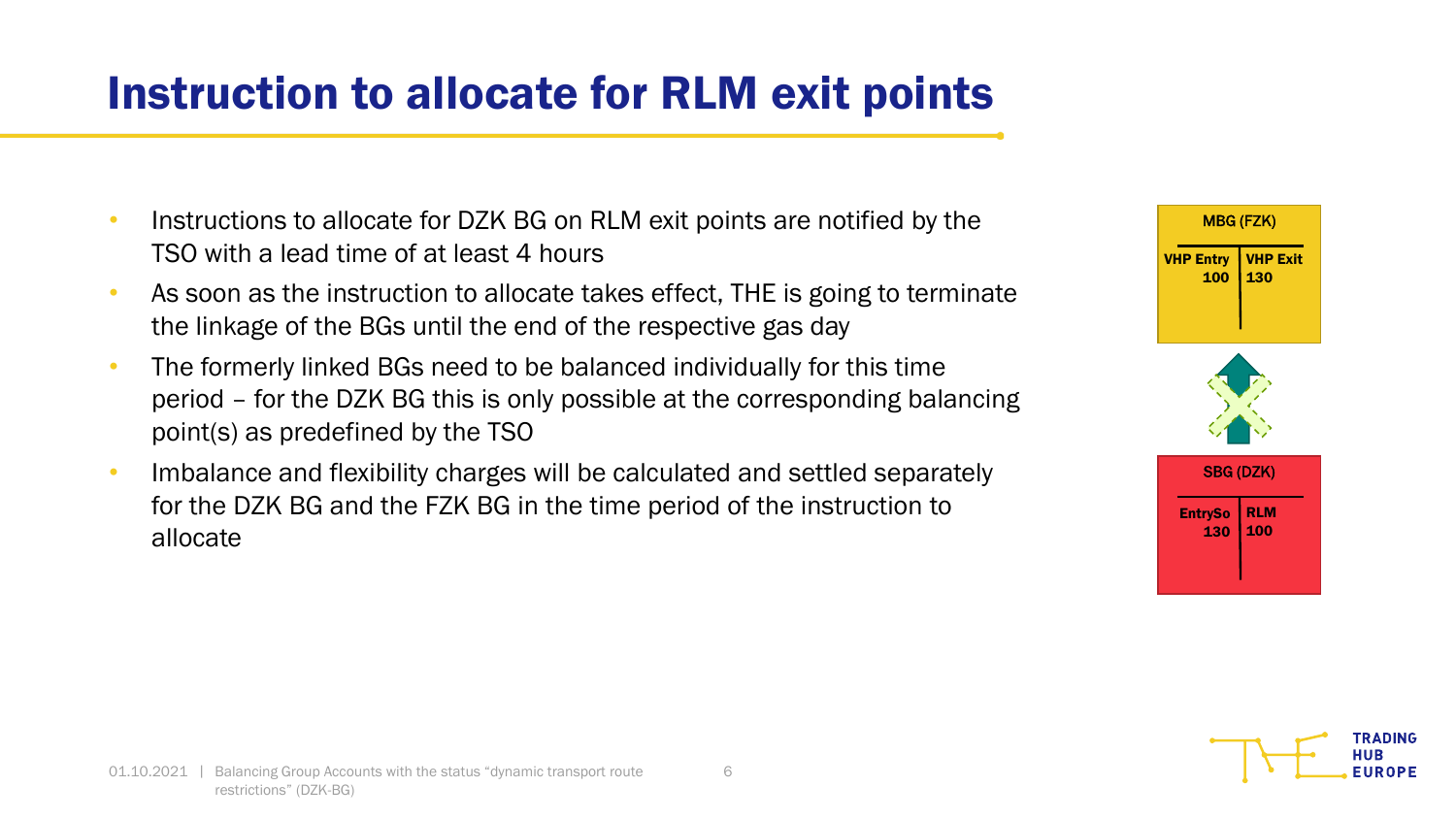# Instruction to allocate for RLM exit points

- Instructions to allocate for DZK BG on RLM exit points are notified by the TSO with a lead time of at least 4 hours
- As soon as the instruction to allocate takes effect, THE is going to terminate the linkage of the BGs until the end of the respective gas day
- The formerly linked BGs need to be balanced individually for this time period – for the DZK BG this is only possible at the corresponding balancing point(s) as predefined by the TSO
- Imbalance and flexibility charges will be calculated and settled separately for the DZK BG and the FZK BG in the time period of the instruction to allocate

| MBG (FZK) | |
| --- | --- |
| VHP Entry | VHP Exit |
| 100 | 130 |

| SBG (DZK) | |
| --- | --- |
| EntrySo | RLM |
| 130 | 100 |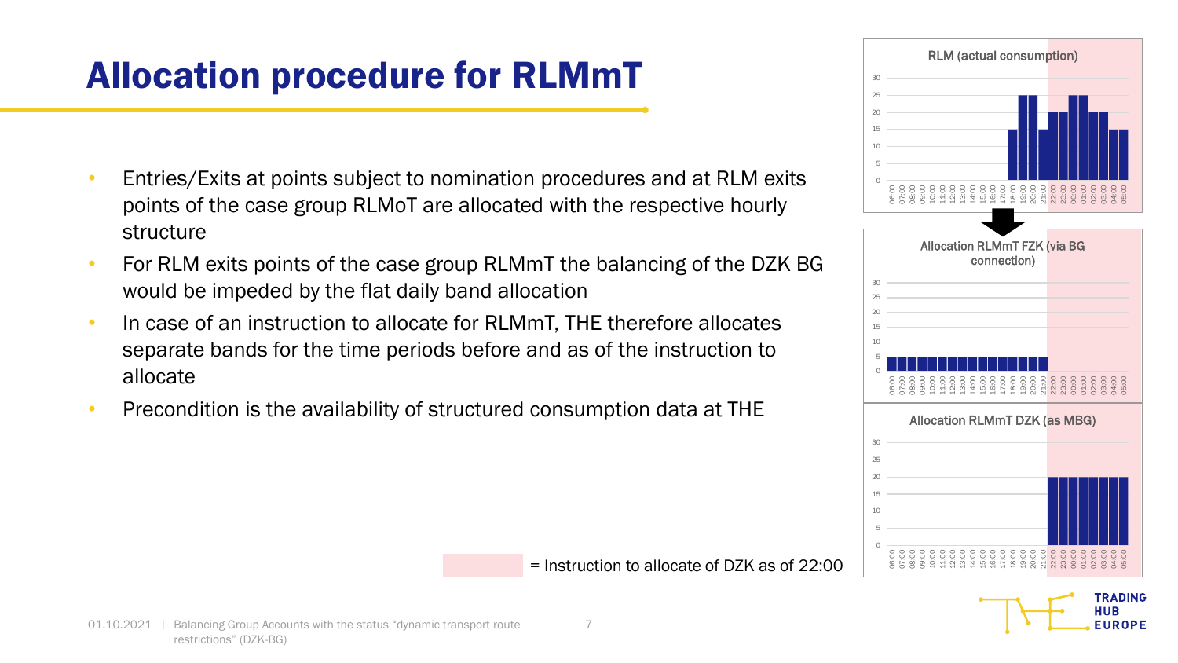# Allocation procedure for RLMmT

- Entries/Exits at points subject to nomination procedures and at RLM exits points of the case group RLMoT are allocated with the respective hourly structure
- For RLM exits points of the case group RLMmT the balancing of the DZK BG would be impeded by the flat daily band allocation
- In case of an instruction to allocate for RLMmT, THE therefore allocates separate bands for the time periods before and as of the instruction to allocate
- Precondition is the availability of structured consumption data at THE

RLM (actual consumption)

Allocation RLMmT FZK (via BG connection)

Allocation RLMmT DZK (as MBG)

= Instruction to allocate of DZK as of 22:00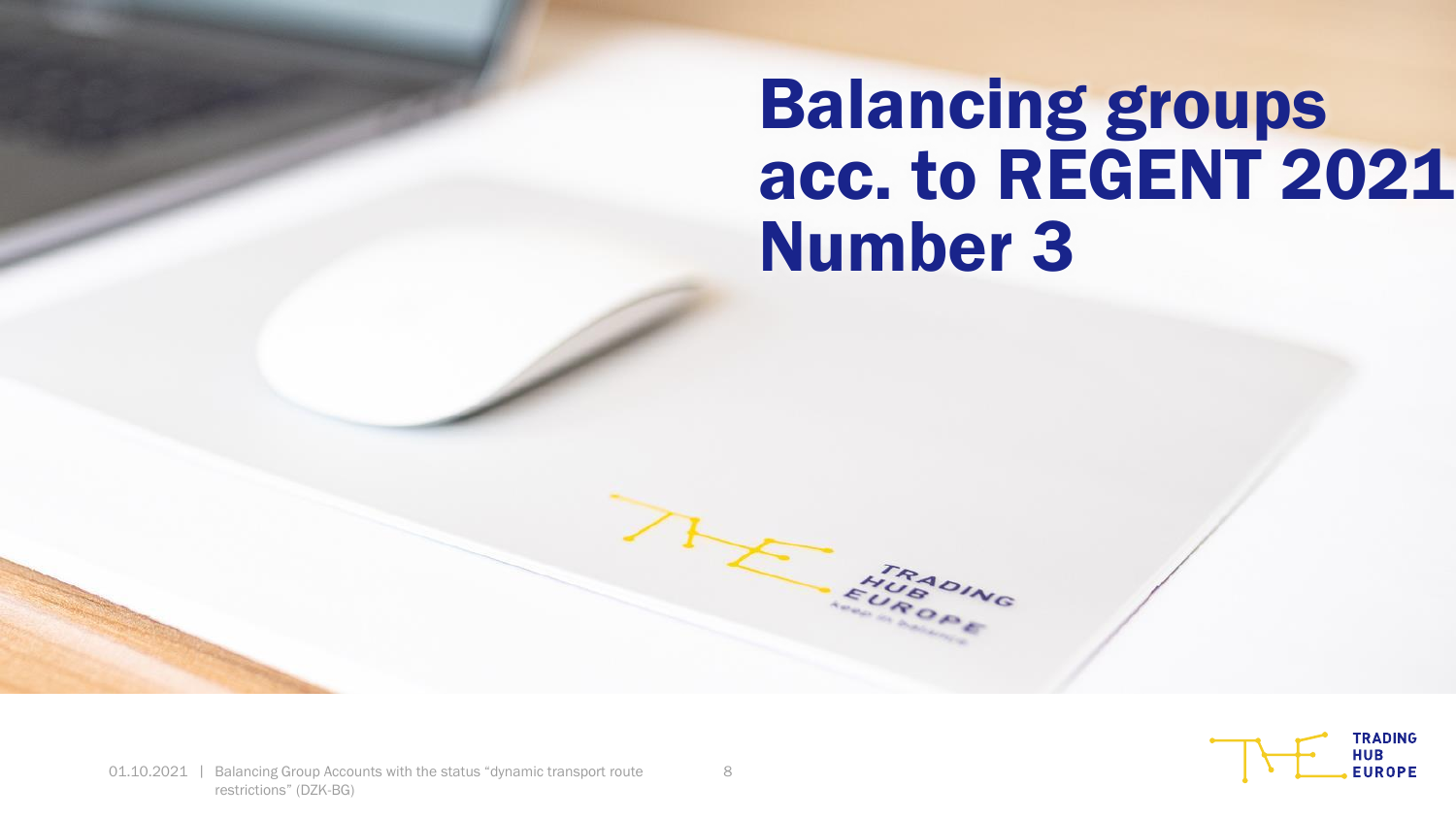# Balancing groups acc. to REGENT 2021 Number 3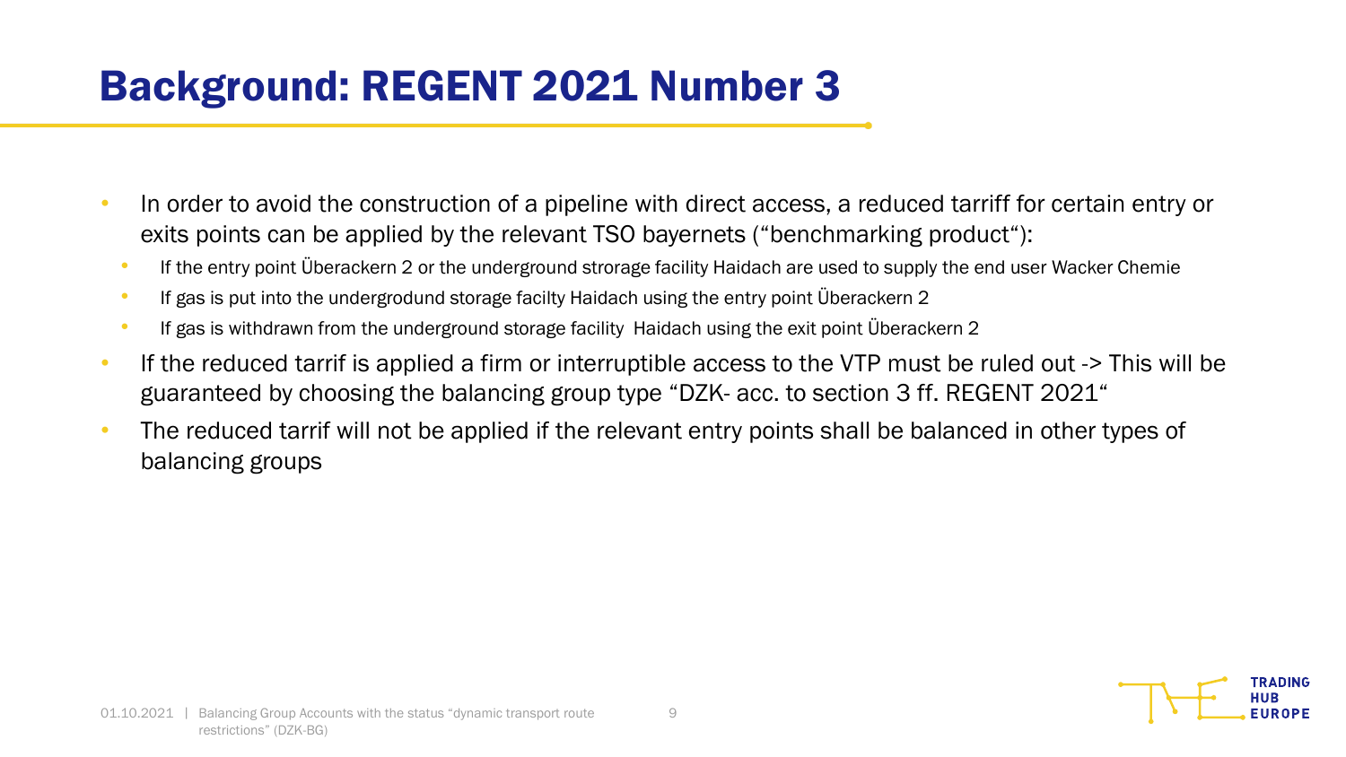# Background: REGENT 2021 Number 3

- In order to avoid the construction of a pipeline with direct access, a reduced tarriff for certain entry or exits points can be applied by the relevant TSO bayernets ("benchmarking product"):
  - If the entry point Überackern 2 or the underground strorage facility Haidach are used to supply the end user Wacker Chemie
  - If gas is put into the undergrodund storage facilty Haidach using the entry point Überackern 2
  - If gas is withdrawn from the underground storage facility Haidach using the exit point Überackern 2
- If the reduced tarrif is applied a firm or interruptible access to the VTP must be ruled out -> This will be guaranteed by choosing the balancing group type "DZK- acc. to section 3 ff. REGENT 2021"
- The reduced tarrif will not be applied if the relevant entry points shall be balanced in other types of balancing groups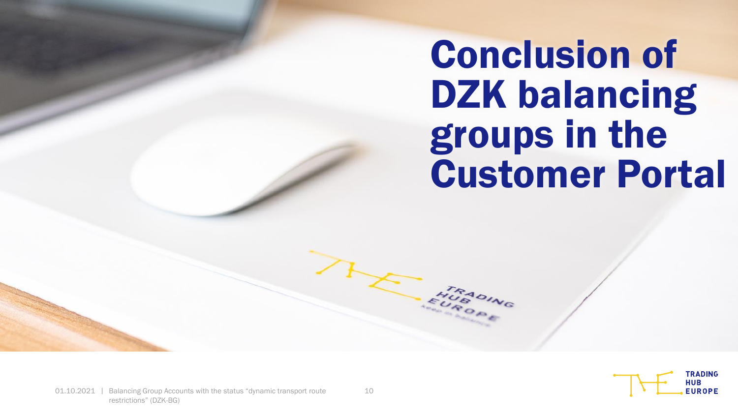# Conclusion of DZK balancing groups in the Customer Portal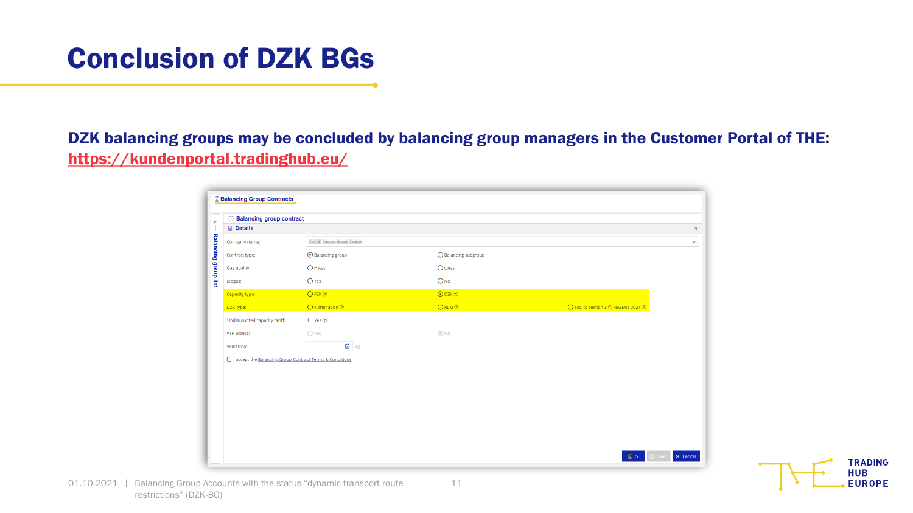# Conclusion of DZK BGs

**DZK balancing groups may be concluded by balancing group managers in the Customer Portal of THE: https://kundenportal.tradinghub.eu/**

**Balancing Group Contracts**

Balancing group list

**Balancing group contract**

**Details**

| | | | |
|---|---|---|---|
| Company name: | | | |
| Contract type: | Balancing group | Balancing subgroup | |
| Gas quality: | H gas | L gas | |
| Biogas: | Yes | No | |
| Capacity type: | FZK | DZK | |
| DZK type: | Nomination | RLM | acc. to section 3 ff. REGENT 2021 |
| Undiscounted capacity tariff: | Yes | | |
| VTP access: | Yes | No | |
| Valid from: | | | |

I accept the Balancing Group Contract Terms & Conditions

S | Save | Cancel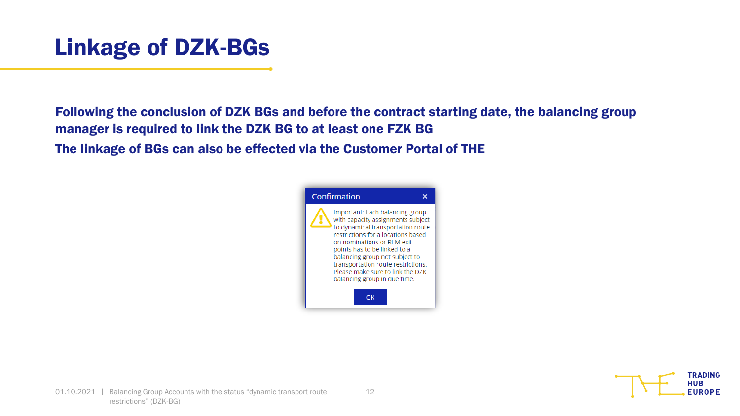# Linkage of DZK-BGs

**Following the conclusion of DZK BGs and before the contract starting date, the balancing group manager is required to link the DZK BG to at least one FZK BG**

**The linkage of BGs can also be effected via the Customer Portal of THE**

**Confirmation**

Important: Each balancing group with capacity assignments subject to dynamical transportation route restrictions for allocations based on nominations or RLM exit points has to be linked to a balancing group not subject to transportation route restrictions. Please make sure to link the DZK balancing group in due time.

OK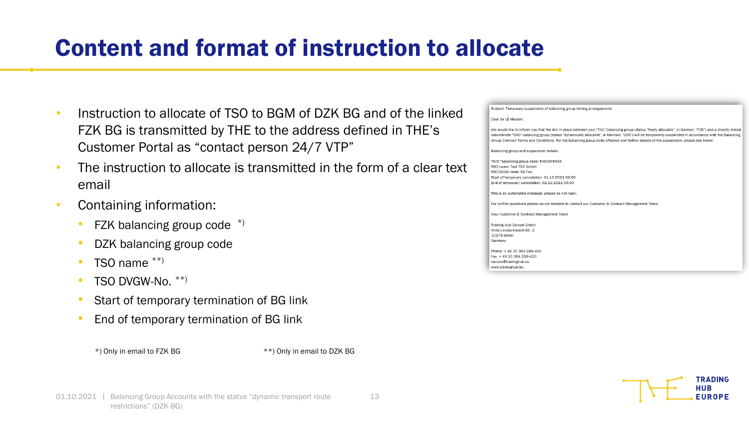# Content and format of instruction to allocate

- Instruction to allocate of TSO to BGM of DZK BG and of the linked FZK BG is transmitted by THE to the address defined in THE's Customer Portal as "contact person 24/7 VTP"
- The instruction to allocate is transmitted in the form of a clear text email
- Containing information:
  - FZK balancing group code *)
  - DZK balancing group code
  - TSO name **)
  - TSO DVGW-No. **)
  - Start of temporary termination of BG link
  - End of temporary termination of BG link

*) Only in email to FZK BG

**) Only in email to DZK BG

Subject: Temporary suspension of balancing group linking arrangements

Dear Sir or Madam,

We would like to inform you that the link in place between your "FAC" balancing group (status "freely allocable", in German: "FZK") and a directly linked subordinate "DAC" balancing group (status "dynamically allocable", in German: "DZK") will be temporarily suspended in accordance with the Balancing Group Contract Terms and Conditions. For the balancing group code affected and further details of the suspension, please see below.

Balancing group and suspension details:

"DZK" balancing group code: THE0BFHXXX
TSO name: Test TSO GmbH
TSO DVGW code: 987xxx
Start of temporary cancelation: 01.10.2021 09:00
End of temporary cancelation: 02.10.2021 06:00

This is an automated message, please do not reply.

For further questions please do not hesitate to contact our Customer & Contract Management Team.

Your Customer & Contract Management Team

Trading Hub Europe GmbH
Anna-Louisa-Karsch-Str. 2
10178 Berlin
Germany

Phone: + 49 30 364 289-400
Fax: + 49 30 364 289-420
service@tradinghub.eu
www.tradinghub.eu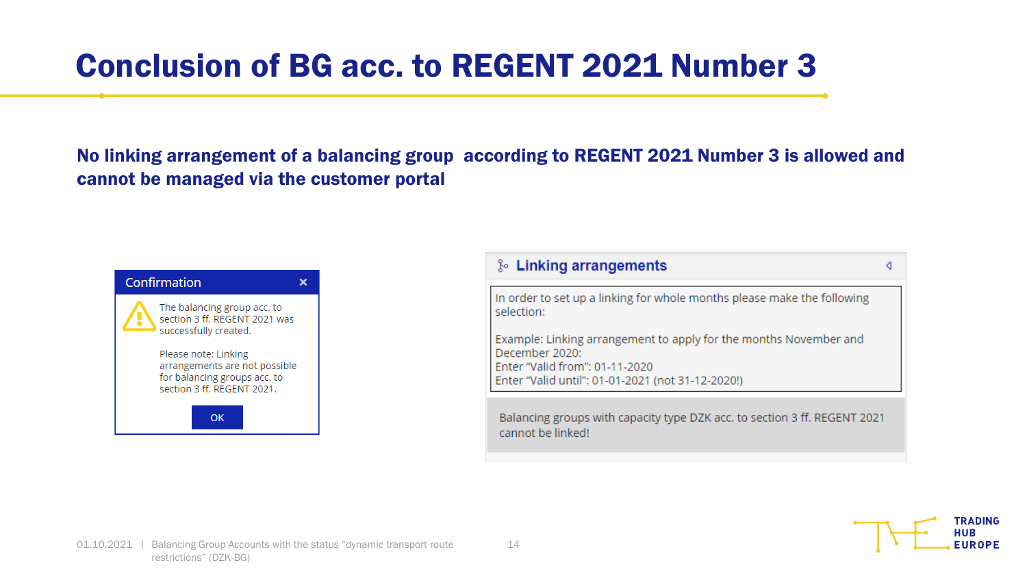# Conclusion of BG acc. to REGENT 2021 Number 3

**No linking arrangement of a balancing group according to REGENT 2021 Number 3 is allowed and cannot be managed via the customer portal**

**Confirmation**

The balancing group acc. to section 3 ff. REGENT 2021 was successfully created.

Please note: Linking arrangements are not possible for balancing groups acc. to section 3 ff. REGENT 2021.

OK

**Linking arrangements**

In order to set up a linking for whole months please make the following selection:

Example: Linking arrangement to apply for the months November and December 2020:
Enter "Valid from": 01-11-2020
Enter "Valid until": 01-01-2021 (not 31-12-2020!)

Balancing groups with capacity type DZK acc. to section 3 ff. REGENT 2021 cannot be linked!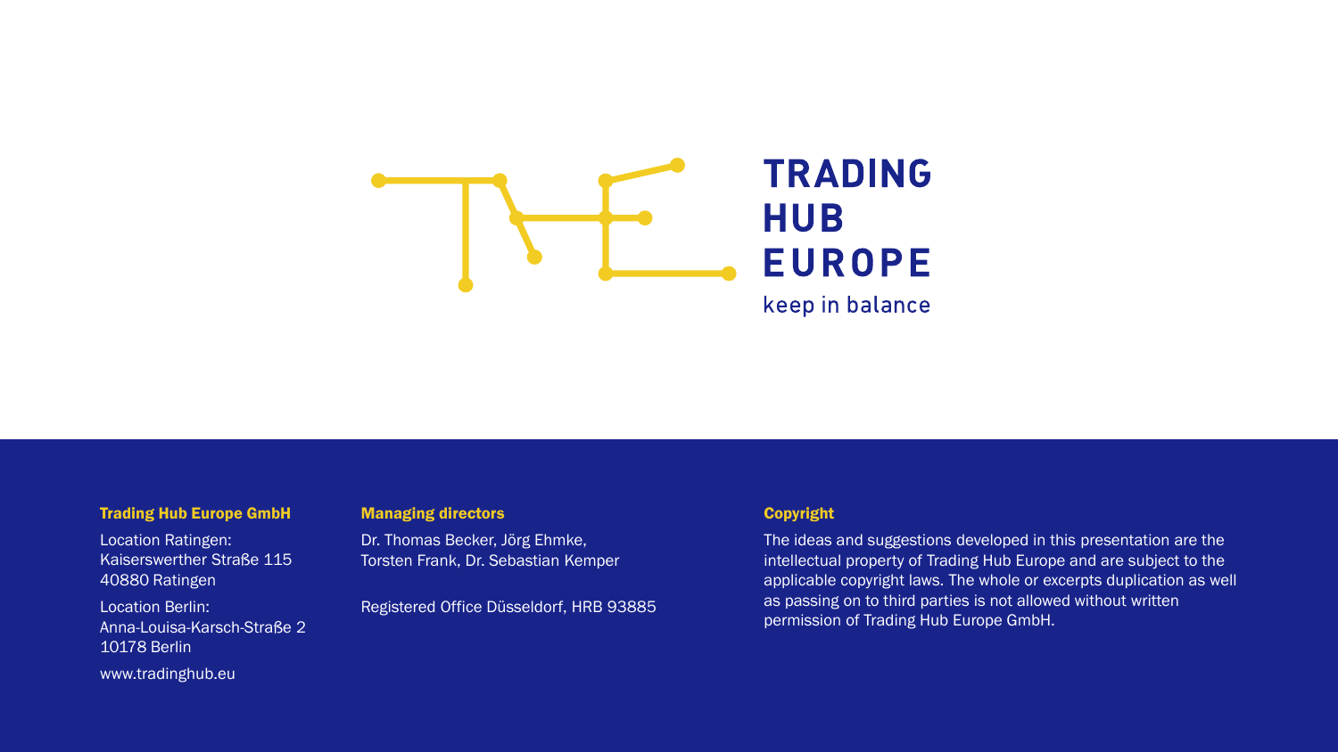TRADING HUB EUROPE

keep in balance

**Trading Hub Europe GmbH**

Location Ratingen:
Kaiserswerther Straße 115
40880 Ratingen

Location Berlin:
Anna-Louisa-Karsch-Straße 2
10178 Berlin

www.tradinghub.eu

**Managing directors**

Dr. Thomas Becker, Jörg Ehmke,
Torsten Frank, Dr. Sebastian Kemper

Registered Office Düsseldorf, HRB 93885

**Copyright**

The ideas and suggestions developed in this presentation are the intellectual property of Trading Hub Europe and are subject to the applicable copyright laws. The whole or excerpts duplication as well as passing on to third parties is not allowed without written permission of Trading Hub Europe GmbH.